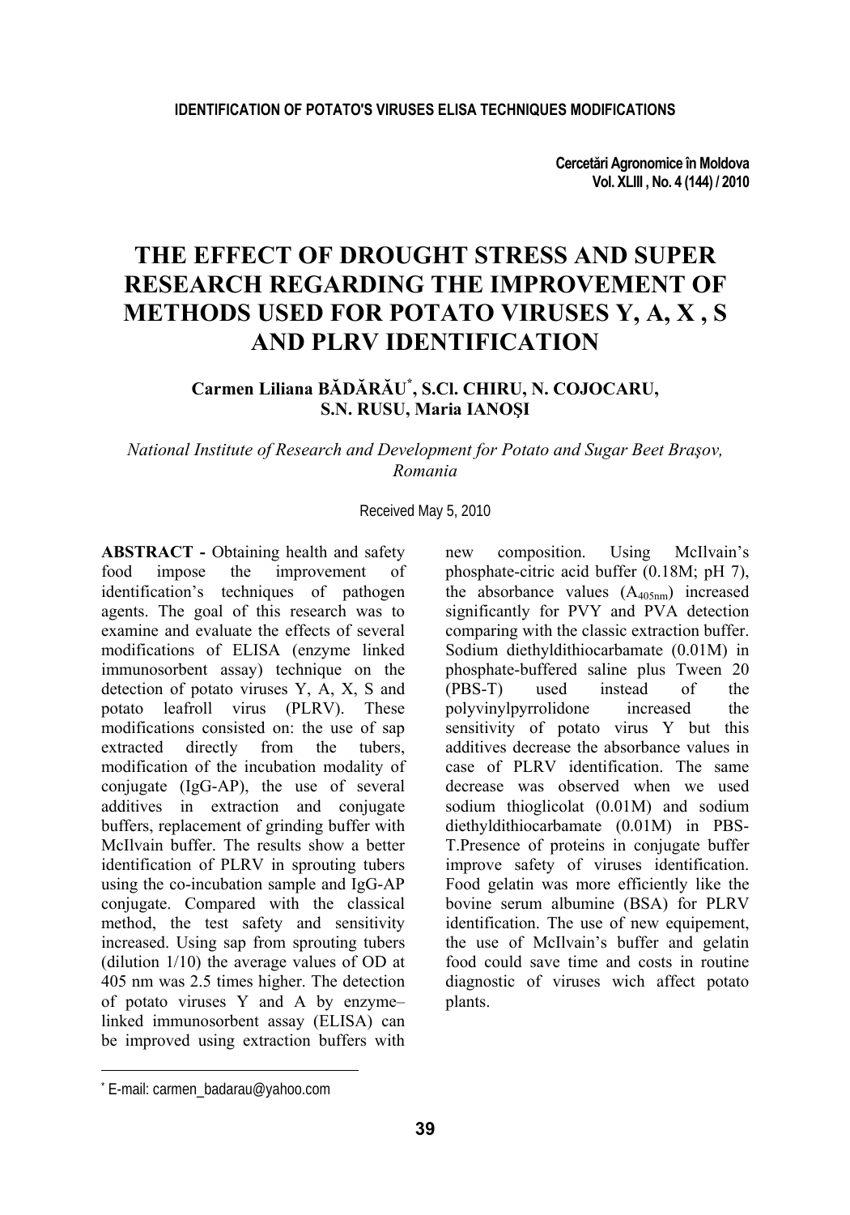# THE EFFECT OF DROUGHT STRESS AND SUPER RESEARCH REGARDING THE IMPROVEMENT OF METHODS USED FOR POTATO VIRUSES Y, A, X , S AND PLRV IDENTIFICATION

**Carmen Liliana BĂDĂRĂU[*], S.Cl. CHIRU, N. COJOCARU, S.N. RUSU, Maria IANOŞI**

*National Institute of Research and Development for Potato and Sugar Beet Braşov, Romania*

Received May 5, 2010

**ABSTRACT -** Obtaining health and safety food impose the improvement of identification's techniques of pathogen agents. The goal of this research was to examine and evaluate the effects of several modifications of ELISA (enzyme linked immunosorbent assay) technique on the detection of potato viruses Y, A, X, S and potato leafroll virus (PLRV). These modifications consisted on: the use of sap extracted directly from the tubers, modification of the incubation modality of conjugate (IgG-AP), the use of several additives in extraction and conjugate buffers, replacement of grinding buffer with McIlvain buffer. The results show a better identification of PLRV in sprouting tubers using the co-incubation sample and IgG-AP conjugate. Compared with the classical method, the test safety and sensitivity increased. Using sap from sprouting tubers (dilution 1/10) the average values of OD at 405 nm was 2.5 times higher. The detection of potato viruses Y and A by enzyme–linked immunosorbent assay (ELISA) can be improved using extraction buffers with new composition. Using McIlvain's phosphate-citric acid buffer (0.18M; pH 7), the absorbance values ($A_{405nm}$) increased significantly for PVY and PVA detection comparing with the classic extraction buffer. Sodium diethyldithiocarbamate (0.01M) in phosphate-buffered saline plus Tween 20 (PBS-T) used instead of the polyvinylpyrrolidone increased the sensitivity of potato virus Y but this additives decrease the absorbance values in case of PLRV identification. The same decrease was observed when we used sodium thioglicolat (0.01M) and sodium diethyldithiocarbamate (0.01M) in PBS-T.Presence of proteins in conjugate buffer improve safety of viruses identification. Food gelatin was more efficiently like the bovine serum albumine (BSA) for PLRV identification. The use of new equipement, the use of McIlvain's buffer and gelatin food could save time and costs in routine diagnostic of viruses wich affect potato plants.

[*] E-mail: carmen_badarau@yahoo.com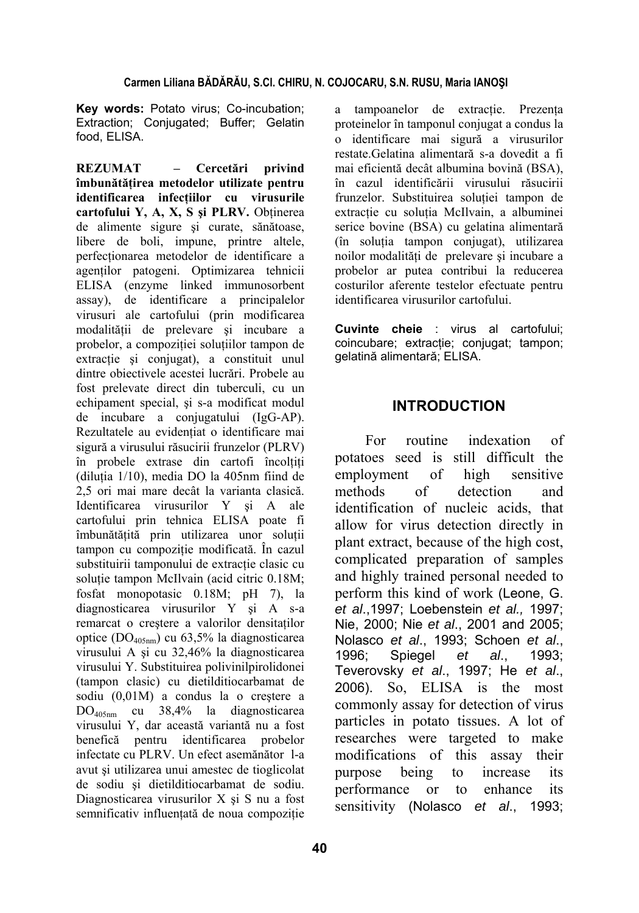**Key words:** Potato virus; Co-incubation; Extraction; Conjugated; Buffer; Gelatin food, ELISA.

**REZUMAT – Cercetări privind îmbunătățirea metodelor utilizate pentru identificarea infecțiilor cu virusurile cartofului Y, A, X, S şi PLRV.** Obținerea de alimente sigure şi curate, sănătoase, libere de boli, impune, printre altele, perfecționarea metodelor de identificare a agenților patogeni. Optimizarea tehnicii ELISA (enzyme linked immunosorbent assay), de identificare a principalelor virusuri ale cartofului (prin modificarea modalității de prelevare şi incubare a probelor, a compoziției soluțiilor tampon de extracție şi conjugat), a constituit unul dintre obiectivele acestei lucrări. Probele au fost prelevate direct din tuberculi, cu un echipament special, şi s-a modificat modul de incubare a conjugatului (IgG-AP). Rezultatele au evidențiat o identificare mai sigură a virusului răsucirii frunzelor (PLRV) în probele extrase din cartofi încolțiți (diluția 1/10), media DO la 405nm fiind de 2,5 ori mai mare decât la varianta clasică. Identificarea virusurilor Y şi A ale cartofului prin tehnica ELISA poate fi îmbunătățită prin utilizarea unor soluții tampon cu compoziție modificată. În cazul substituirii tamponului de extracție clasic cu soluție tampon McIlvain (acid citric 0.18M; fosfat monopotasic 0.18M; pH 7), la diagnosticarea virusurilor Y şi A s-a remarcat o creştere a valorilor densităților optice ($DO_{405nm}$) cu 63,5% la diagnosticarea virusului A şi cu 32,46% la diagnosticarea virusului Y. Substituirea polivinilpirolidonei (tampon clasic) cu dietilditiocarbamat de sodiu (0,01M) a condus la o creştere a $DO_{405nm}$ cu 38,4% la diagnosticarea virusului Y, dar această variantă nu a fost benefică pentru identificarea probelor infectate cu PLRV. Un efect asemănător l-a avut şi utilizarea unui amestec de tioglicolat de sodiu şi dietilditiocarbamat de sodiu. Diagnosticarea virusurilor X şi S nu a fost semnificativ influențată de noua compoziție a tampoanelor de extracție. Prezența proteinelor în tamponul conjugat a condus la o identificare mai sigură a virusurilor restate.Gelatina alimentară s-a dovedit a fi mai eficientă decât albumina bovină (BSA), în cazul identificării virusului răsucirii frunzelor. Substituirea soluției tampon de extracție cu soluția McIlvain, a albuminei serice bovine (BSA) cu gelatina alimentară (în soluția tampon conjugat), utilizarea noilor modalități de prelevare şi incubare a probelor ar putea contribui la reducerea costurilor aferente testelor efectuate pentru identificarea virusurilor cartofului.

**Cuvinte cheie** : virus al cartofului; coincubare; extracție; conjugat; tampon; gelatină alimentară; ELISA.

## INTRODUCTION

For routine indexation of potatoes seed is still difficult the employment of high sensitive methods of detection and identification of nucleic acids, that allow for virus detection directly in plant extract, because of the high cost, complicated preparation of samples and highly trained personal needed to perform this kind of work (Leone, G. *et al*.,1997; Loebenstein *et al.,* 1997; Nie, 2000; Nie *et al*., 2001 and 2005; Nolasco *et al*., 1993; Schoen *et al*., 1996; Spiegel *et al*., 1993; Teverovsky *et al*., 1997; He *et al*., 2006). So, ELISA is the most commonly assay for detection of virus particles in potato tissues. A lot of researches were targeted to make modifications of this assay their purpose being to increase its performance or to enhance its sensitivity (Nolasco *et al*., 1993;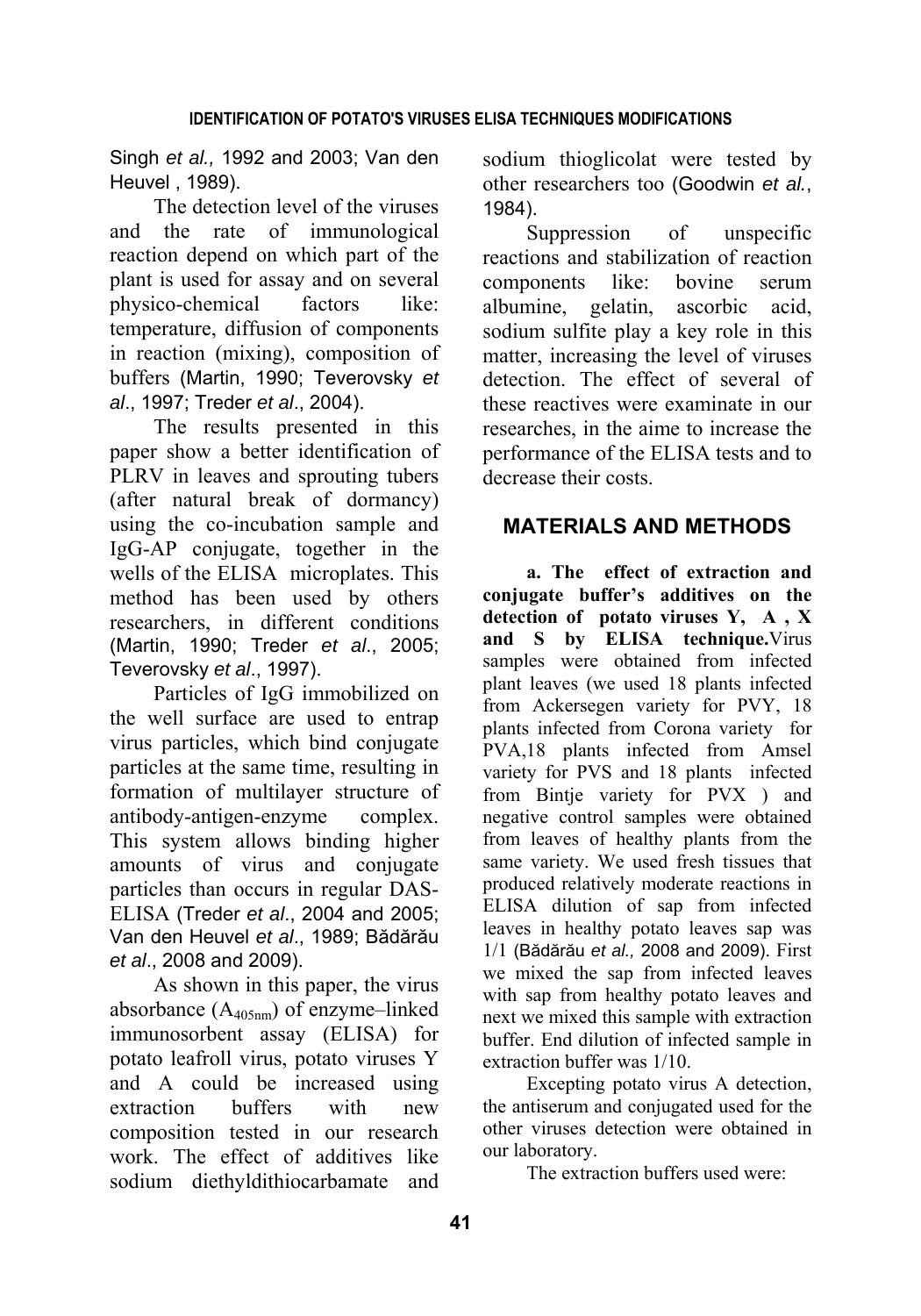Singh *et al.,* 1992 and 2003; Van den Heuvel , 1989).

The detection level of the viruses and the rate of immunological reaction depend on which part of the plant is used for assay and on several physico-chemical factors like: temperature, diffusion of components in reaction (mixing), composition of buffers (Martin, 1990; Teverovsky *et al*., 1997; Treder *et al*., 2004).

The results presented in this paper show a better identification of PLRV in leaves and sprouting tubers (after natural break of dormancy) using the co-incubation sample and IgG-AP conjugate, together in the wells of the ELISA microplates. This method has been used by others researchers, in different conditions (Martin, 1990; Treder *et al*., 2005; Teverovsky *et al*., 1997).

Particles of IgG immobilized on the well surface are used to entrap virus particles, which bind conjugate particles at the same time, resulting in formation of multilayer structure of antibody-antigen-enzyme complex. This system allows binding higher amounts of virus and conjugate particles than occurs in regular DAS-ELISA (Treder *et al*., 2004 and 2005; Van den Heuvel *et al*., 1989; Bădărău *et al*., 2008 and 2009).

As shown in this paper, the virus absorbance ($A_{405nm}$) of enzyme–linked immunosorbent assay (ELISA) for potato leafroll virus, potato viruses Y and A could be increased using extraction buffers with new composition tested in our research work. The effect of additives like sodium diethyldithiocarbamate and sodium thioglicolat were tested by other researchers too (Goodwin *et al.*, 1984).

Suppression of unspecific reactions and stabilization of reaction components like: bovine serum albumine, gelatin, ascorbic acid, sodium sulfite play a key role in this matter, increasing the level of viruses detection. The effect of several of these reactives were examinate in our researches, in the aime to increase the performance of the ELISA tests and to decrease their costs.

## MATERIALS AND METHODS

**a. The effect of extraction and conjugate buffer's additives on the detection of potato viruses Y, A , X and S by ELISA technique.** Virus samples were obtained from infected plant leaves (we used 18 plants infected from Ackersegen variety for PVY, 18 plants infected from Corona variety for PVA,18 plants infected from Amsel variety for PVS and 18 plants infected from Bintje variety for PVX ) and negative control samples were obtained from leaves of healthy plants from the same variety. We used fresh tissues that produced relatively moderate reactions in ELISA dilution of sap from infected leaves in healthy potato leaves sap was 1/1 (Bădărău *et al.,* 2008 and 2009). First we mixed the sap from infected leaves with sap from healthy potato leaves and next we mixed this sample with extraction buffer. End dilution of infected sample in extraction buffer was 1/10.

Excepting potato virus A detection, the antiserum and conjugated used for the other viruses detection were obtained in our laboratory.

The extraction buffers used were: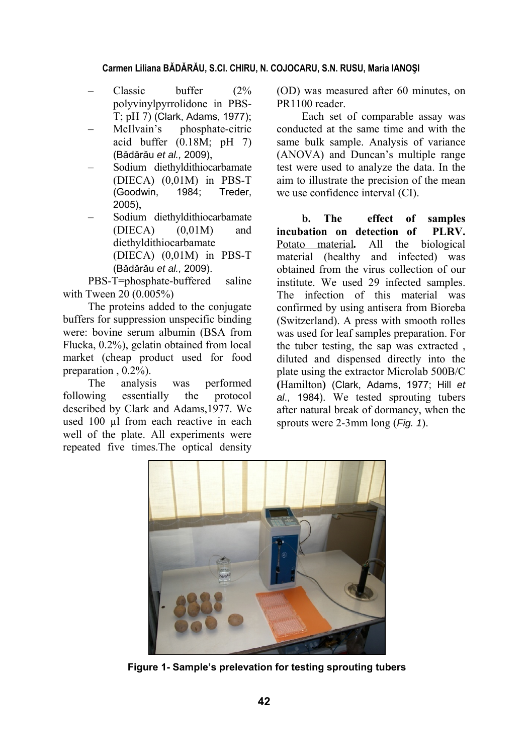- Classic buffer (2% polyvinylpyrrolidone in PBS-T; pH 7) (Clark, Adams, 1977);
- McIlvain's phosphate-citric acid buffer (0.18M; pH 7) (Bădărău *et al.,* 2009),
- Sodium diethyldithiocarbamate (DIECA) (0,01M) in PBS-T (Goodwin, 1984; Treder, 2005),
- Sodium diethyldithiocarbamate (DIECA) (0,01M) and diethyldithiocarbamate (DIECA) (0,01M) in PBS-T (Bădărău *et al.,* 2009).

PBS-T=phosphate-buffered saline with Tween 20 (0.005%)

The proteins added to the conjugate buffers for suppression unspecific binding were: bovine serum albumin (BSA from Flucka, 0.2%), gelatin obtained from local market (cheap product used for food preparation , 0.2%).

The analysis was performed following essentially the protocol described by Clark and Adams,1977. We used 100 µl from each reactive in each well of the plate. All experiments were repeated five times.The optical density (OD) was measured after 60 minutes, on PR1100 reader.

Each set of comparable assay was conducted at the same time and with the same bulk sample. Analysis of variance (ANOVA) and Duncan's multiple range test were used to analyze the data. In the aim to illustrate the precision of the mean we use confidence interval (CI).

**b. The effect of samples incubation on detection of PLRV.** Potato material**.** All the biological material (healthy and infected) was obtained from the virus collection of our institute. We used 29 infected samples. The infection of this material was confirmed by using antisera from Bioreba (Switzerland). A press with smooth rolles was used for leaf samples preparation. For the tuber testing, the sap was extracted , diluted and dispensed directly into the plate using the extractor Microlab 500B/C **(**Hamilton**)** (Clark, Adams, 1977; Hill *et al.*, 1984). We tested sprouting tubers after natural break of dormancy, when the sprouts were 2-3mm long (*Fig. 1*).

**Figure 1- Sample's prelevation for testing sprouting tubers**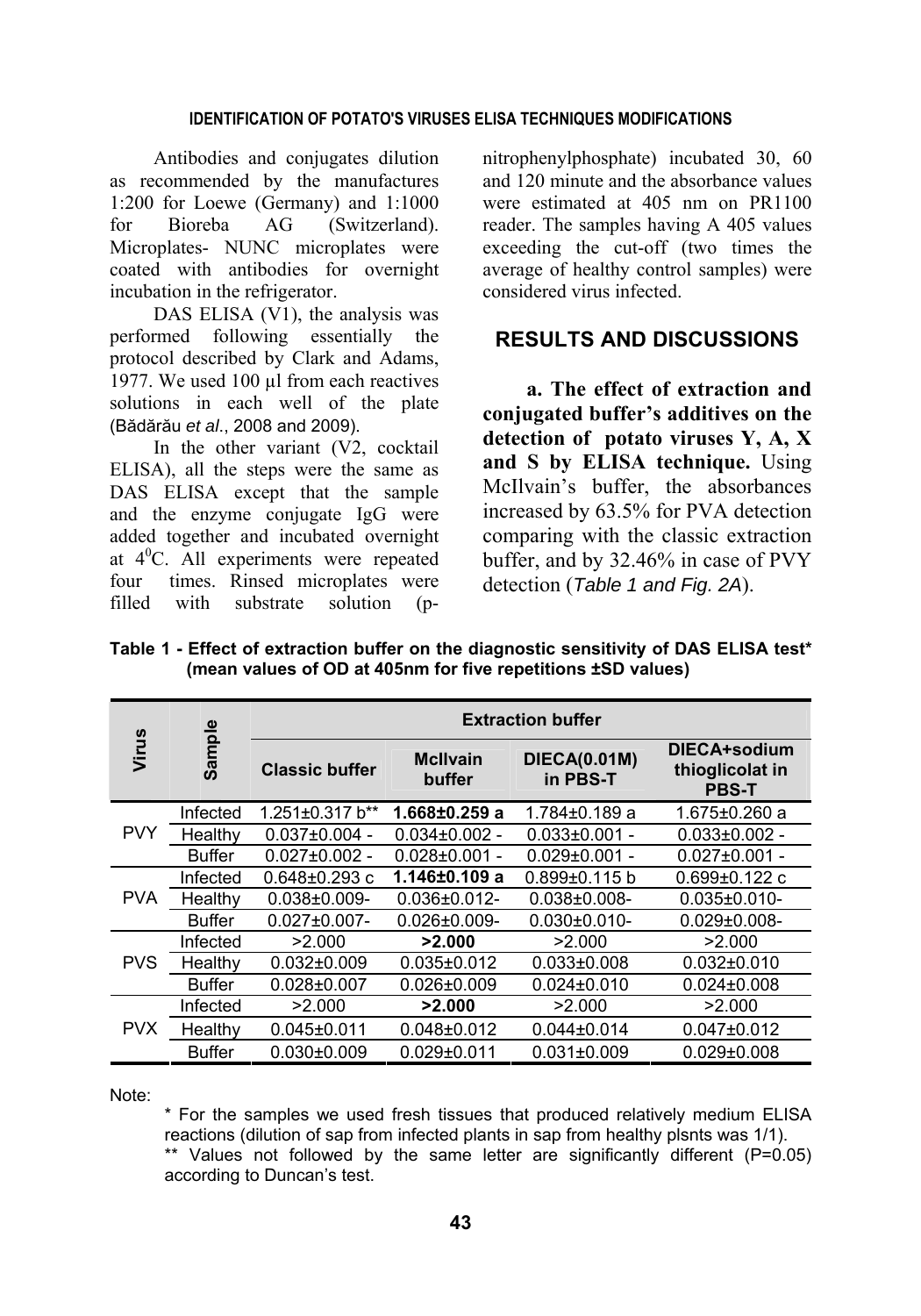Antibodies and conjugates dilution as recommended by the manufactures 1:200 for Loewe (Germany) and 1:1000 for Bioreba AG (Switzerland). Microplates- NUNC microplates were coated with antibodies for overnight incubation in the refrigerator.

DAS ELISA (V1), the analysis was performed following essentially the protocol described by Clark and Adams, 1977. We used 100 µl from each reactives solutions in each well of the plate (Bădărău *et al.*, 2008 and 2009).

In the other variant (V2, cocktail ELISA), all the steps were the same as DAS ELISA except that the sample and the enzyme conjugate IgG were added together and incubated overnight at $4^0$C. All experiments were repeated four times. Rinsed microplates were filled with substrate solution (p-nitrophenylphosphate) incubated 30, 60 and 120 minute and the absorbance values were estimated at 405 nm on PR1100 reader. The samples having A 405 values exceeding the cut-off (two times the average of healthy control samples) were considered virus infected.

## RESULTS AND DISCUSSIONS

**a. The effect of extraction and conjugated buffer's additives on the detection of potato viruses Y, A, X and S by ELISA technique.** Using McIlvain's buffer, the absorbances increased by 63.5% for PVA detection comparing with the classic extraction buffer, and by 32.46% in case of PVY detection (*Table 1 and Fig. 2A*).

**Table 1 - Effect of extraction buffer on the diagnostic sensitivity of DAS ELISA test\* (mean values of OD at 405nm for five repetitions ±SD values)**

| Virus | Sample | Extraction buffer | | | |
|---|---|---|---|---|---|
| | | Classic buffer | McIlvain buffer | DIECA(0.01M) in PBS-T | DIECA+sodium thioglicolat in PBS-T |
| PVY | Infected | 1.251±0.317 b** | **1.668±0.259 a** | 1.784±0.189 a | 1.675±0.260 a |
| | Healthy | 0.037±0.004 - | 0.034±0.002 - | 0.033±0.001 - | 0.033±0.002 - |
| | Buffer | 0.027±0.002 - | 0.028±0.001 - | 0.029±0.001 - | 0.027±0.001 - |
| PVA | Infected | 0.648±0.293 c | **1.146±0.109 a** | 0.899±0.115 b | 0.699±0.122 c |
| | Healthy | 0.038±0.009- | 0.036±0.012- | 0.038±0.008- | 0.035±0.010- |
| | Buffer | 0.027±0.007- | 0.026±0.009- | 0.030±0.010- | 0.029±0.008- |
| PVS | Infected | >2.000 | **>2.000** | >2.000 | >2.000 |
| | Healthy | 0.032±0.009 | 0.035±0.012 | 0.033±0.008 | 0.032±0.010 |
| | Buffer | 0.028±0.007 | 0.026±0.009 | 0.024±0.010 | 0.024±0.008 |
| PVX | Infected | >2.000 | **>2.000** | >2.000 | >2.000 |
| | Healthy | 0.045±0.011 | 0.048±0.012 | 0.044±0.014 | 0.047±0.012 |
| | Buffer | 0.030±0.009 | 0.029±0.011 | 0.031±0.009 | 0.029±0.008 |

Note:

\* For the samples we used fresh tissues that produced relatively medium ELISA reactions (dilution of sap from infected plants in sap from healthy plsnts was 1/1).

\*\* Values not followed by the same letter are significantly different (P=0.05) according to Duncan's test.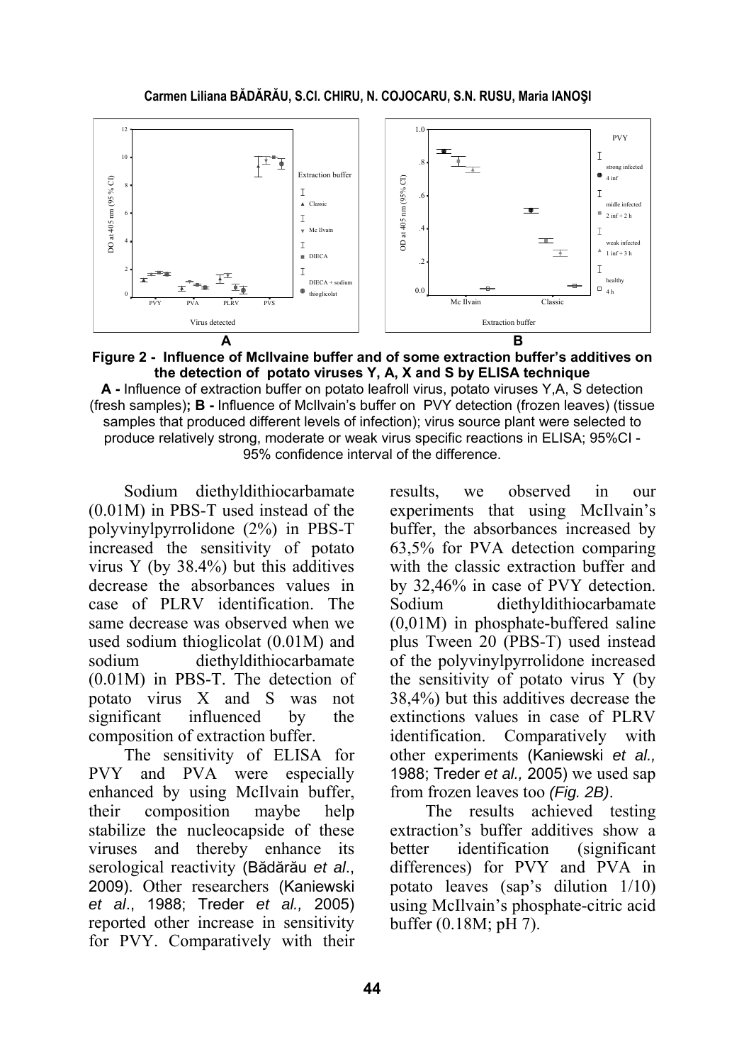**Figure 2 - Influence of McIlvaine buffer and of some extraction buffer's additives on the detection of potato viruses Y, A, X and S by ELISA technique**

**A -** Influence of extraction buffer on potato leafroll virus, potato viruses Y,A, S detection (fresh samples)**; B -** Influence of McIlvain's buffer on PVY detection (frozen leaves) (tissue samples that produced different levels of infection); virus source plant were selected to produce relatively strong, moderate or weak virus specific reactions in ELISA; 95%CI - 95% confidence interval of the difference.

Sodium diethyldithiocarbamate (0.01M) in PBS-T used instead of the polyvinylpyrrolidone (2%) in PBS-T increased the sensitivity of potato virus Y (by 38.4%) but this additives decrease the absorbances values in case of PLRV identification. The same decrease was observed when we used sodium thioglicolat (0.01M) and sodium diethyldithiocarbamate (0.01M) in PBS-T. The detection of potato virus X and S was not significant influenced by the composition of extraction buffer.

The sensitivity of ELISA for PVY and PVA were especially enhanced by using McIlvain buffer, their composition maybe help stabilize the nucleocapside of these viruses and thereby enhance its serological reactivity (Bădărău *et al*., 2009). Other researchers (Kaniewski *et al*., 1988; Treder *et al.,* 2005) reported other increase in sensitivity for PVY. Comparatively with their results, we observed in our experiments that using McIlvain's buffer, the absorbances increased by 63,5% for PVA detection comparing with the classic extraction buffer and by 32,46% in case of PVY detection. Sodium diethyldithiocarbamate (0,01M) in phosphate-buffered saline plus Tween 20 (PBS-T) used instead of the polyvinylpyrrolidone increased the sensitivity of potato virus Y (by 38,4%) but this additives decrease the extinctions values in case of PLRV identification. Comparatively with other experiments (Kaniewski *et al.,* 1988; Treder *et al.,* 2005) we used sap from frozen leaves too *(Fig. 2B)*.

The results achieved testing extraction's buffer additives show a better identification (significant differences) for PVY and PVA in potato leaves (sap's dilution 1/10) using McIlvain's phosphate-citric acid buffer (0.18M; pH 7).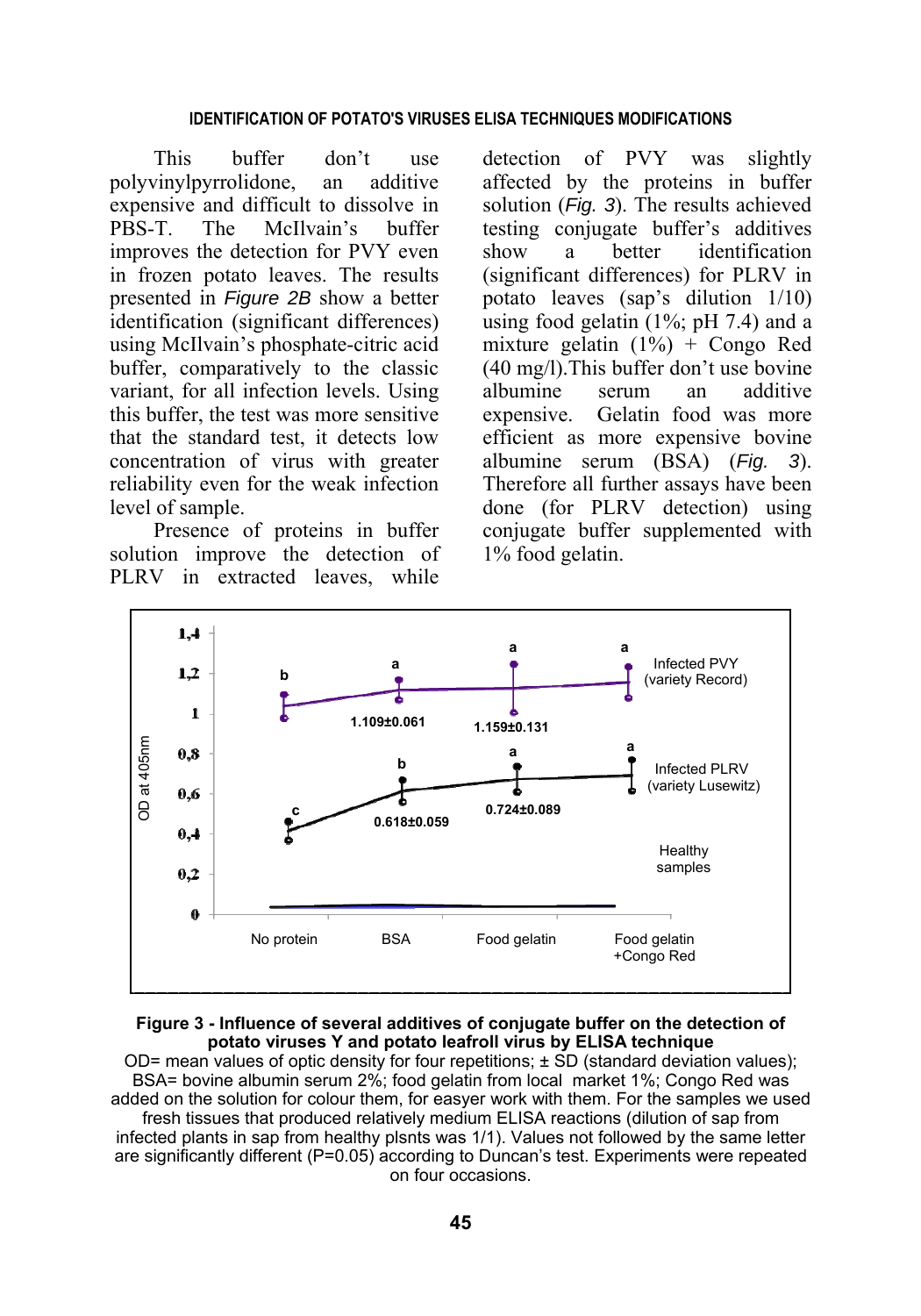This buffer don't use polyvinylpyrrolidone, an additive expensive and difficult to dissolve in PBS-T. The McIlvain's buffer improves the detection for PVY even in frozen potato leaves. The results presented in *Figure 2B* show a better identification (significant differences) using McIlvain's phosphate-citric acid buffer, comparatively to the classic variant, for all infection levels. Using this buffer, the test was more sensitive that the standard test, it detects low concentration of virus with greater reliability even for the weak infection level of sample.

Presence of proteins in buffer solution improve the detection of PLRV in extracted leaves, while detection of PVY was slightly affected by the proteins in buffer solution (*Fig. 3*). The results achieved testing conjugate buffer's additives show a better identification (significant differences) for PLRV in potato leaves (sap's dilution 1/10) using food gelatin (1%; pH 7.4) and a mixture gelatin (1%) + Congo Red (40 mg/l). This buffer don't use bovine albumine serum an additive expensive. Gelatin food was more efficient as more expensive bovine albumine serum (BSA) (*Fig. 3*). Therefore all further assays have been done (for PLRV detection) using conjugate buffer supplemented with 1% food gelatin.

**Figure 3 - Influence of several additives of conjugate buffer on the detection of potato viruses Y and potato leafroll virus by ELISA technique**

OD= mean values of optic density for four repetitions; ± SD (standard deviation values); BSA= bovine albumin serum 2%; food gelatin from local market 1%; Congo Red was added on the solution for colour them, for easyer work with them. For the samples we used fresh tissues that produced relatively medium ELISA reactions (dilution of sap from infected plants in sap from healthy plsnts was 1/1). Values not followed by the same letter are significantly different (P=0.05) according to Duncan's test. Experiments were repeated on four occasions.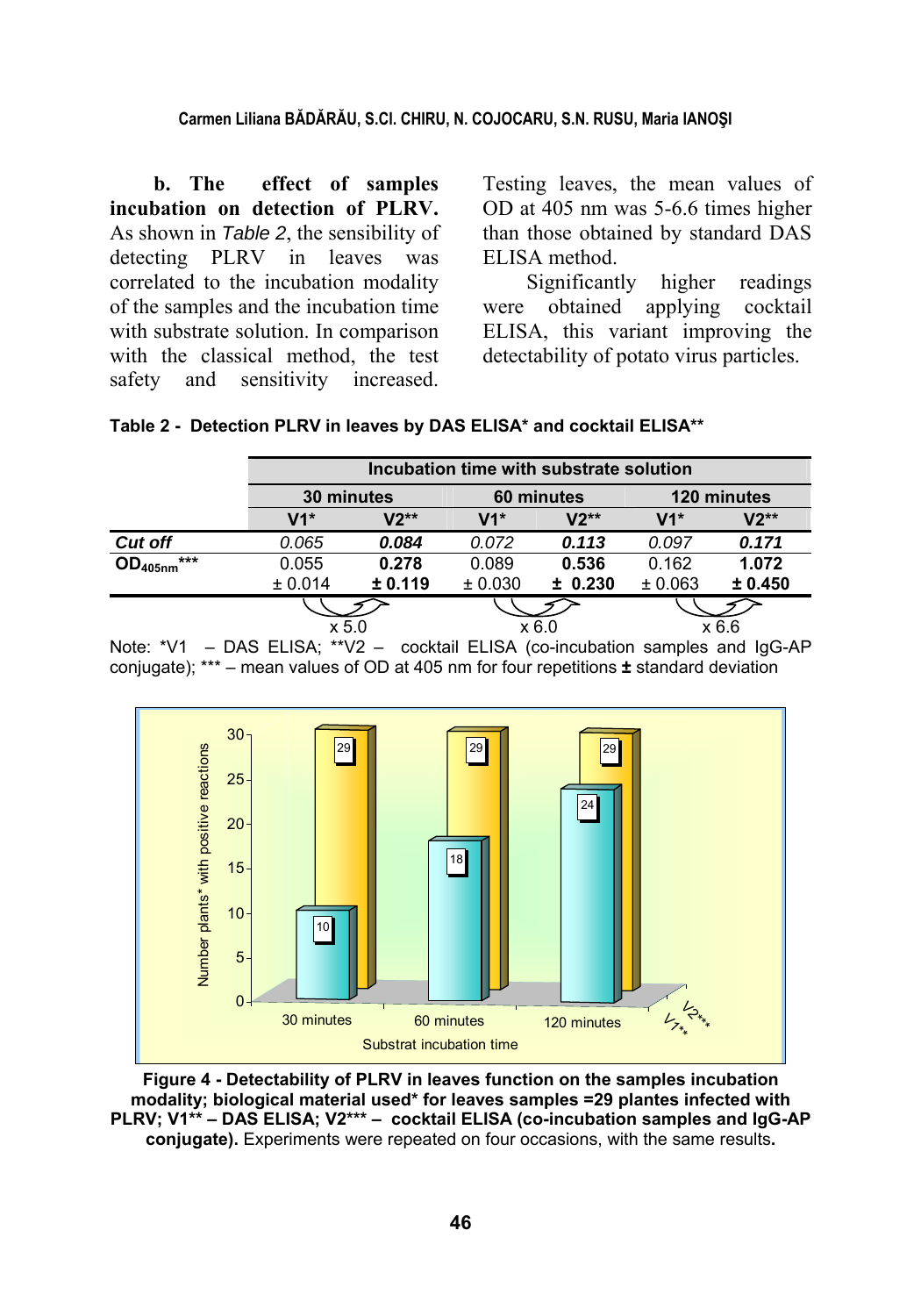**b. The effect of samples incubation on detection of PLRV.** As shown in *Table 2*, the sensibility of detecting PLRV in leaves was correlated to the incubation modality of the samples and the incubation time with substrate solution. In comparison with the classical method, the test safety and sensitivity increased. Testing leaves, the mean values of OD at 405 nm was 5-6.6 times higher than those obtained by standard DAS ELISA method.

Significantly higher readings were obtained applying cocktail ELISA, this variant improving the detectability of potato virus particles.

**Table 2 - Detection PLRV in leaves by DAS ELISA* and cocktail ELISA****

| | Incubation time with substrate solution | | | | | |
|---|---|---|---|---|---|---|
| | 30 minutes | | 60 minutes | | 120 minutes | |
| | V1* | V2** | V1* | V2** | V1* | V2** |
| *Cut off* | *0.065* | ***0.084*** | *0.072* | ***0.113*** | *0.097* | ***0.171*** |
| $OD_{405nm}$*** | 0.055 ± 0.014 | **0.278 ± 0.119** | 0.089 ± 0.030 | **0.536 ± 0.230** | 0.162 ± 0.063 | **1.072 ± 0.450** |
| | x 5.0 | | x 6.0 | | x 6.6 | |

Note: *V1 – DAS ELISA; **V2 – cocktail ELISA (co-incubation samples and IgG-AP conjugate); *** – mean values of OD at 405 nm for four repetitions ± standard deviation

**Figure 4 - Detectability of PLRV in leaves function on the samples incubation modality; biological material used* for leaves samples =29 plantes infected with PLRV; V1** – DAS ELISA; V2*** – cocktail ELISA (co-incubation samples and IgG-AP conjugate).** Experiments were repeated on four occasions, with the same results**.**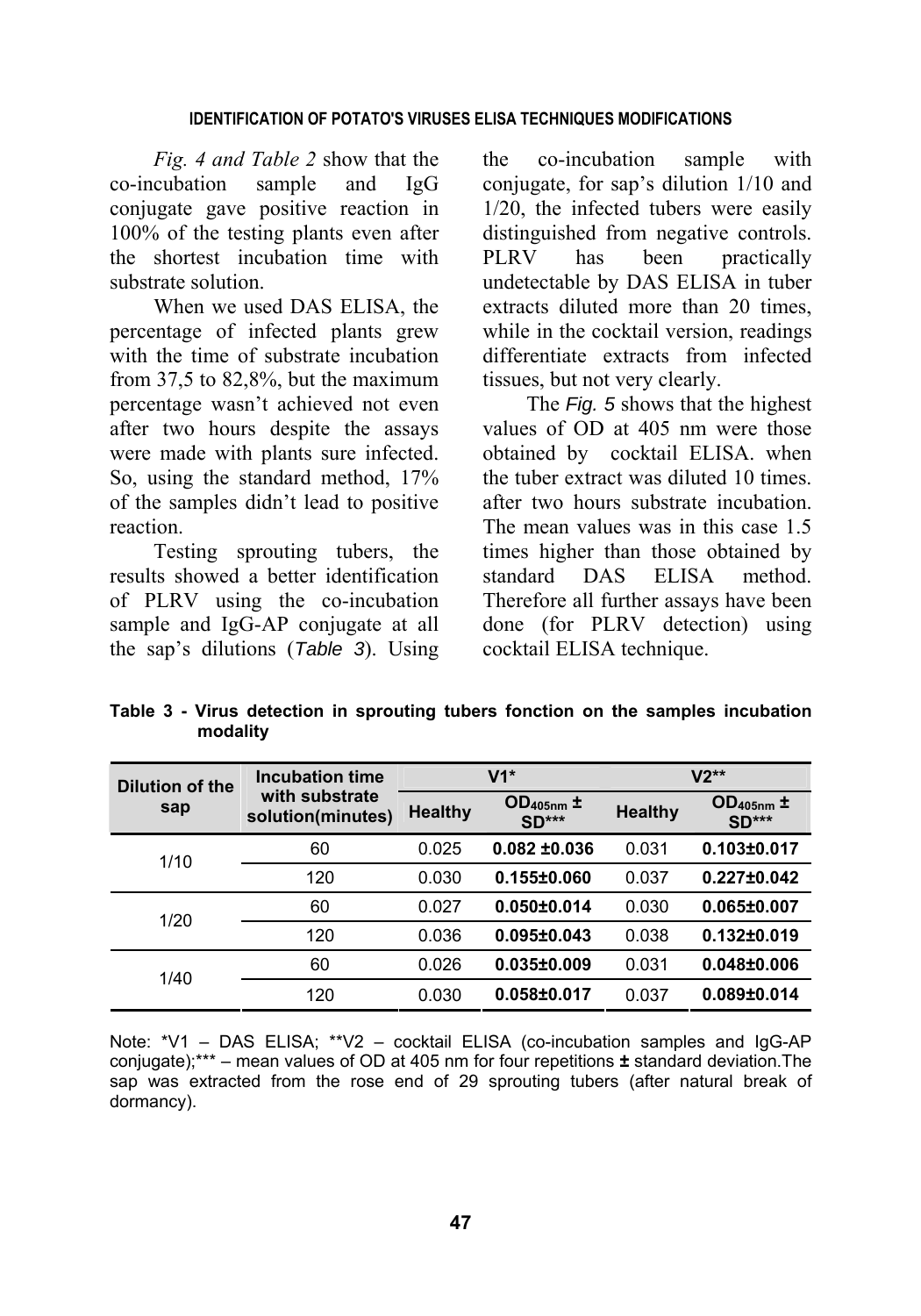*Fig. 4 and Table 2* show that the co-incubation sample and IgG conjugate gave positive reaction in 100% of the testing plants even after the shortest incubation time with substrate solution.

When we used DAS ELISA, the percentage of infected plants grew with the time of substrate incubation from 37,5 to 82,8%, but the maximum percentage wasn't achieved not even after two hours despite the assays were made with plants sure infected. So, using the standard method, 17% of the samples didn't lead to positive reaction.

Testing sprouting tubers, the results showed a better identification of PLRV using the co-incubation sample and IgG-AP conjugate at all the sap's dilutions (*Table 3*). Using the co-incubation sample with conjugate, for sap's dilution 1/10 and 1/20, the infected tubers were easily distinguished from negative controls. PLRV has been practically undetectable by DAS ELISA in tuber extracts diluted more than 20 times, while in the cocktail version, readings differentiate extracts from infected tissues, but not very clearly.

The *Fig. 5* shows that the highest values of OD at 405 nm were those obtained by cocktail ELISA. when the tuber extract was diluted 10 times. after two hours substrate incubation. The mean values was in this case 1.5 times higher than those obtained by standard DAS ELISA method. Therefore all further assays have been done (for PLRV detection) using cocktail ELISA technique.

**Table 3 - Virus detection in sprouting tubers fonction on the samples incubation modality**

| Dilution of the sap | Incubation time with substrate solution(minutes) | V1* | | V2** | |
|---|---|---|---|---|---|
| | | Healthy | $OD_{405nm}$ ± SD*** | Healthy | $OD_{405nm}$ ± SD*** |
| 1/10 | 60 | 0.025 | **0.082 ±0.036** | 0.031 | **0.103±0.017** |
| | 120 | 0.030 | **0.155±0.060** | 0.037 | **0.227±0.042** |
| 1/20 | 60 | 0.027 | **0.050±0.014** | 0.030 | **0.065±0.007** |
| | 120 | 0.036 | **0.095±0.043** | 0.038 | **0.132±0.019** |
| 1/40 | 60 | 0.026 | **0.035±0.009** | 0.031 | **0.048±0.006** |
| | 120 | 0.030 | **0.058±0.017** | 0.037 | **0.089±0.014** |

Note: *V1 – DAS ELISA; **V2 – cocktail ELISA (co-incubation samples and IgG-AP conjugate);*** – mean values of OD at 405 nm for four repetitions **±** standard deviation.The sap was extracted from the rose end of 29 sprouting tubers (after natural break of dormancy).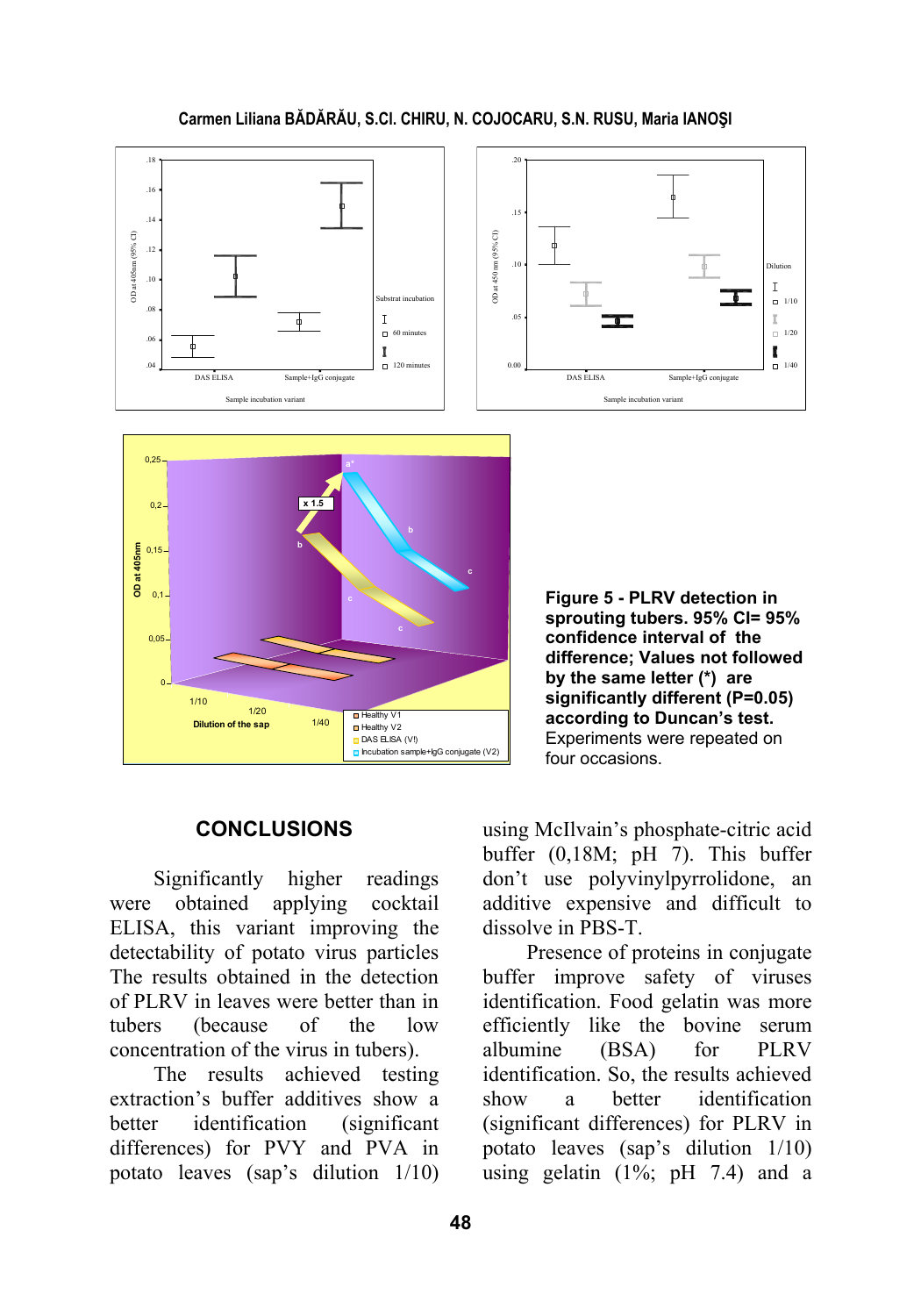Figure 5 - PLRV detection in sprouting tubers. 95% CI= 95% confidence interval of the difference; Values not followed by the same letter (*) are significantly different (P=0.05) according to Duncan's test.
Experiments were repeated on four occasions.

## CONCLUSIONS

Significantly higher readings were obtained applying cocktail ELISA, this variant improving the detectability of potato virus particles The results obtained in the detection of PLRV in leaves were better than in tubers (because of the low concentration of the virus in tubers).

The results achieved testing extraction's buffer additives show a better identification (significant differences) for PVY and PVA in potato leaves (sap's dilution 1/10) using McIlvain's phosphate-citric acid buffer (0,18M; pH 7). This buffer don't use polyvinylpyrrolidone, an additive expensive and difficult to dissolve in PBS-T.

Presence of proteins in conjugate buffer improve safety of viruses identification. Food gelatin was more efficiently like the bovine serum albumine (BSA) for PLRV identification. So, the results achieved show a better identification (significant differences) for PLRV in potato leaves (sap's dilution 1/10) using gelatin (1%; pH 7.4) and a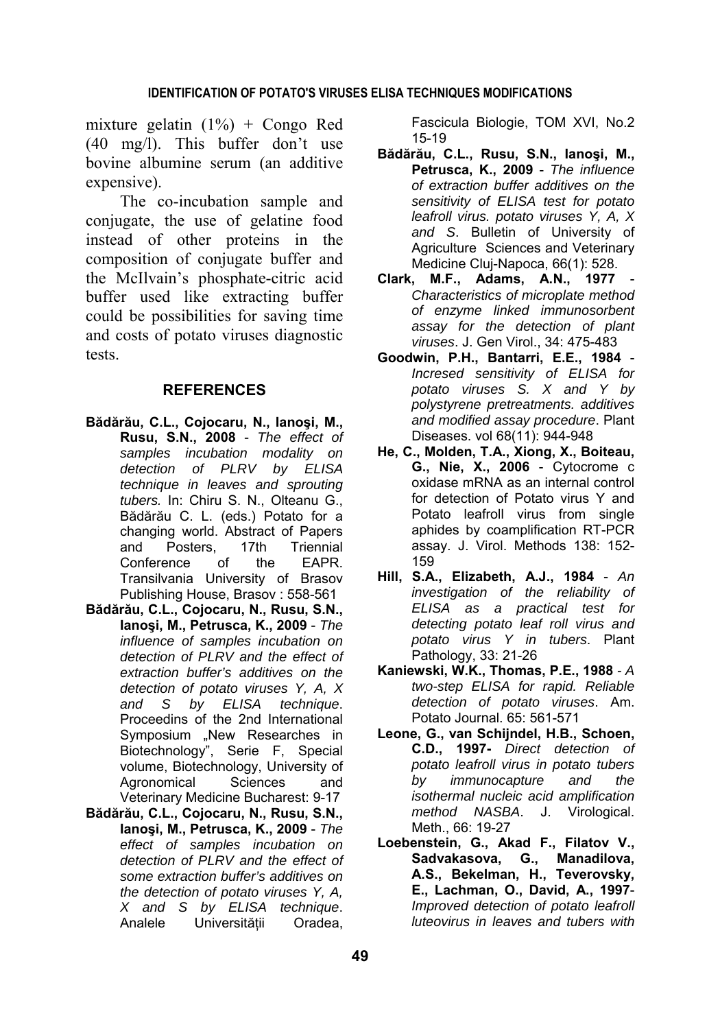mixture gelatin (1%) + Congo Red (40 mg/l). This buffer don't use bovine albumine serum (an additive expensive).

The co-incubation sample and conjugate, the use of gelatine food instead of other proteins in the composition of conjugate buffer and the McIlvain's phosphate-citric acid buffer used like extracting buffer could be possibilities for saving time and costs of potato viruses diagnostic tests.

## REFERENCES

**Bădărău, C.L., Cojocaru, N., Ianoşi, M., Rusu, S.N., 2008** - *The effect of samples incubation modality on detection of PLRV by ELISA technique in leaves and sprouting tubers.* In: Chiru S. N., Olteanu G., Bădărău C. L. (eds.) Potato for a changing world. Abstract of Papers and Posters, 17th Triennial Conference of the EAPR. Transilvania University of Brasov Publishing House, Brasov : 558-561

**Bădărău, C.L., Cojocaru, N., Rusu, S.N., Ianoşi, M., Petrusca, K., 2009** - *The influence of samples incubation on detection of PLRV and the effect of extraction buffer's additives on the detection of potato viruses Y, A, X and S by ELISA technique*. Proceedins of the 2nd International Symposium „New Researches in Biotechnology", Serie F, Special volume, Biotechnology, University of Agronomical Sciences and Veterinary Medicine Bucharest: 9-17

**Bădărău, C.L., Cojocaru, N., Rusu, S.N., Ianoşi, M., Petrusca, K., 2009** - *The effect of samples incubation on detection of PLRV and the effect of some extraction buffer's additives on the detection of potato viruses Y, A, X and S by ELISA technique*. Analele Universității Oradea, Fascicula Biologie, TOM XVI, No.2 15-19

**Bădărău, C.L., Rusu, S.N., Ianoşi, M., Petrusca, K., 2009** - *The influence of extraction buffer additives on the sensitivity of ELISA test for potato leafroll virus. potato viruses Y, A, X and S*. Bulletin of University of Agriculture Sciences and Veterinary Medicine Cluj-Napoca, 66(1): 528.

**Clark, M.F., Adams, A.N., 1977** - *Characteristics of microplate method of enzyme linked immunosorbent assay for the detection of plant viruses*. J. Gen Virol., 34: 475-483

**Goodwin, P.H., Bantarri, E.E., 1984** - *Incresed sensitivity of ELISA for potato viruses S. X and Y by polystyrene pretreatments. additives and modified assay procedure*. Plant Diseases. vol 68(11): 944-948

**He, C., Molden, T.A., Xiong, X., Boiteau, G., Nie, X., 2006** - Cytocrome c oxidase mRNA as an internal control for detection of Potato virus Y and Potato leafroll virus from single aphides by coamplification RT-PCR assay. J. Virol. Methods 138: 152-159

**Hill, S.A., Elizabeth, A.J., 1984** - *An investigation of the reliability of ELISA as a practical test for detecting potato leaf roll virus and potato virus Y in tubers*. Plant Pathology, 33: 21-26

**Kaniewski, W.K., Thomas, P.E., 1988** - *A two-step ELISA for rapid. Reliable detection of potato viruses*. Am. Potato Journal. 65: 561-571

**Leone, G., van Schijndel, H.B., Schoen, C.D., 1997-** *Direct detection of potato leafroll virus in potato tubers by immunocapture and the isothermal nucleic acid amplification method NASBA*. J. Virological. Meth., 66: 19-27

**Loebenstein, G., Akad F., Filatov V., Sadvakasova, G., Manadilova, A.S., Bekelman, H., Teverovsky, E., Lachman, O., David, A., 1997**- *Improved detection of potato leafroll luteovirus in leaves and tubers with*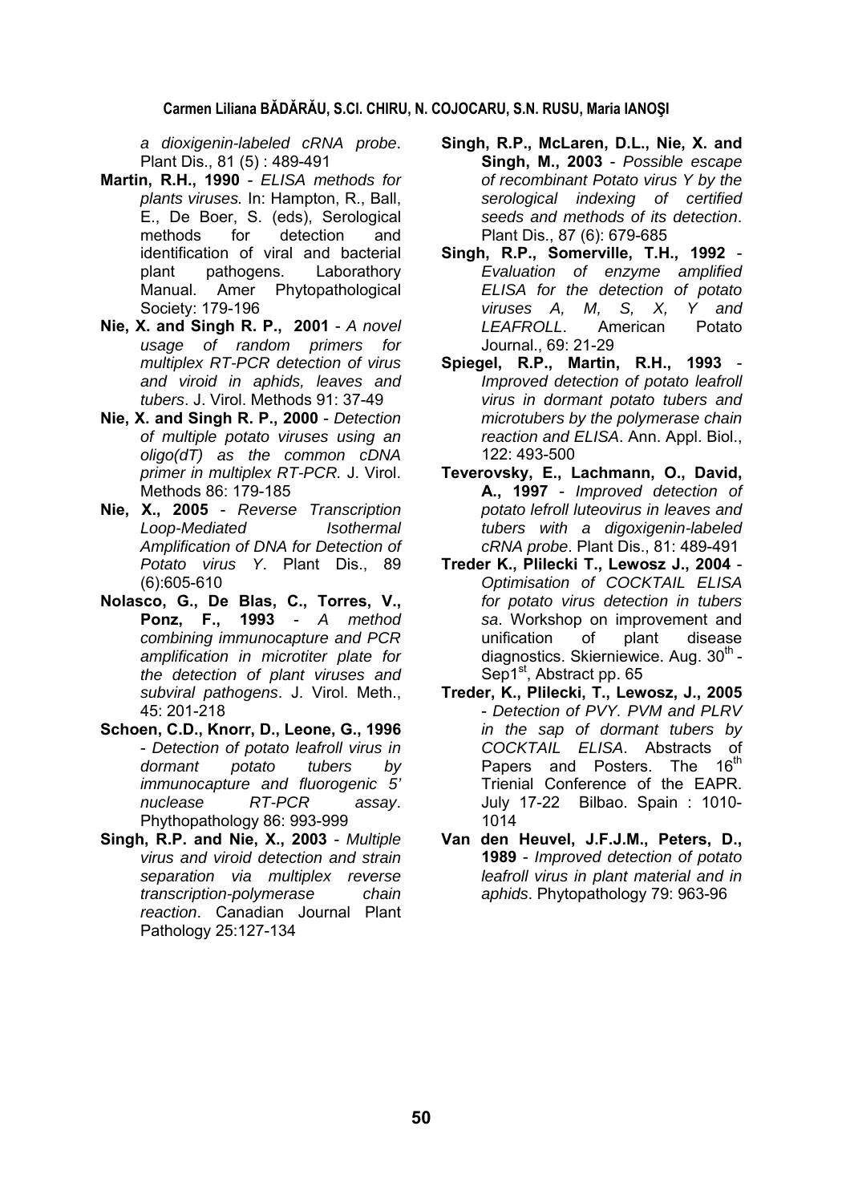*a dioxigenin-labeled cRNA probe*. Plant Dis., 81 (5) : 489-491

**Martin, R.H., 1990** - *ELISA methods for plants viruses.* In: Hampton, R., Ball, E., De Boer, S. (eds), Serological methods for detection and identification of viral and bacterial plant pathogens. Laborathory Manual. Amer Phytopathological Society: 179-196

**Nie, X. and Singh R. P., 2001** - *A novel usage of random primers for multiplex RT-PCR detection of virus and viroid in aphids, leaves and tubers*. J. Virol. Methods 91: 37-49

**Nie, X. and Singh R. P., 2000** - *Detection of multiple potato viruses using an oligo(dT) as the common cDNA primer in multiplex RT-PCR.* J. Virol. Methods 86: 179-185

**Nie, X., 2005** - *Reverse Transcription Loop-Mediated Isothermal Amplification of DNA for Detection of Potato virus Y*. Plant Dis., 89 (6):605-610

**Nolasco, G., De Blas, C., Torres, V., Ponz, F., 1993** - *A method combining immunocapture and PCR amplification in microtiter plate for the detection of plant viruses and subviral pathogens*. J. Virol. Meth., 45: 201-218

**Schoen, C.D., Knorr, D., Leone, G., 1996** - *Detection of potato leafroll virus in dormant potato tubers by immunocapture and fluorogenic 5' nuclease RT-PCR assay*. Phythopathology 86: 993-999

**Singh, R.P. and Nie, X., 2003** - *Multiple virus and viroid detection and strain separation via multiplex reverse transcription-polymerase chain reaction*. Canadian Journal Plant Pathology 25:127-134

**Singh, R.P., McLaren, D.L., Nie, X. and Singh, M., 2003** - *Possible escape of recombinant Potato virus Y by the serological indexing of certified seeds and methods of its detection*. Plant Dis., 87 (6): 679-685

**Singh, R.P., Somerville, T.H., 1992** - *Evaluation of enzyme amplified ELISA for the detection of potato viruses A, M, S, X, Y and LEAFROLL*. American Potato Journal., 69: 21-29

**Spiegel, R.P., Martin, R.H., 1993** - *Improved detection of potato leafroll virus in dormant potato tubers and microtubers by the polymerase chain reaction and ELISA*. Ann. Appl. Biol., 122: 493-500

**Teverovsky, E., Lachmann, O., David, A., 1997** - *Improved detection of potato lefroll luteovirus in leaves and tubers with a digoxigenin-labeled cRNA probe*. Plant Dis., 81: 489-491

**Treder K., Plilecki T., Lewosz J., 2004** - *Optimisation of COCKTAIL ELISA for potato virus detection in tubers sa*. Workshop on improvement and unification of plant disease diagnostics. Skierniewice. Aug. 30th - Sep1st, Abstract pp. 65

**Treder, K., Plilecki, T., Lewosz, J., 2005** - *Detection of PVY. PVM and PLRV in the sap of dormant tubers by COCKTAIL ELISA*. Abstracts of Papers and Posters. The 16th Trienial Conference of the EAPR. July 17-22 Bilbao. Spain : 1010-1014

**Van den Heuvel, J.F.J.M., Peters, D., 1989** - *Improved detection of potato leafroll virus in plant material and in aphids*. Phytopathology 79: 963-96